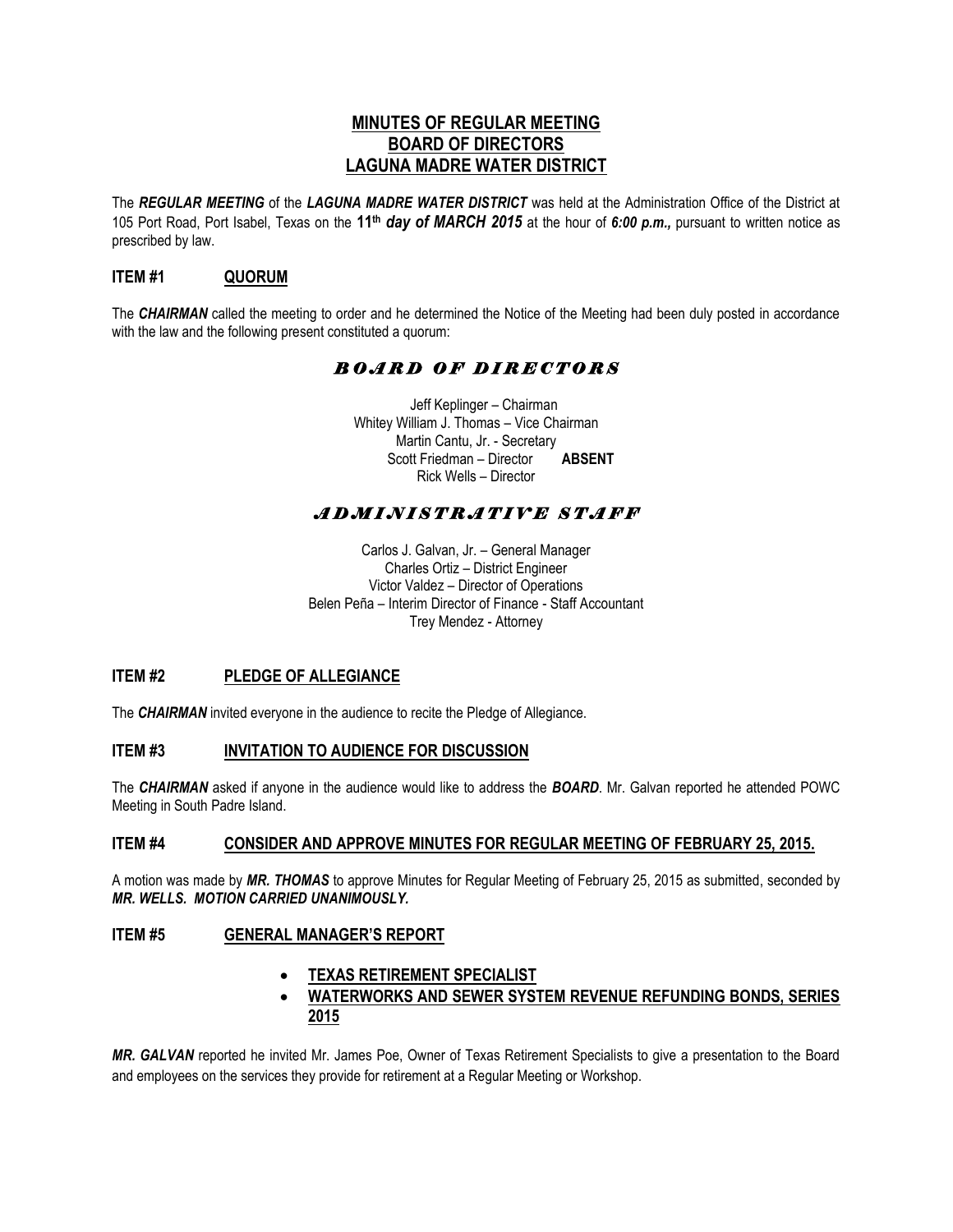# MINUTES OF REGULAR MEETING
# BOARD OF DIRECTORS
# LAGUNA MADRE WATER DISTRICT

The ***REGULAR MEETING*** of the ***LAGUNA MADRE WATER DISTRICT*** was held at the Administration Office of the District at 105 Port Road, Port Isabel, Texas on the **11th *day of MARCH 2015*** at the hour of ***6:00 p.m.,*** pursuant to written notice as prescribed by law.

## ITEM #1 QUORUM

The ***CHAIRMAN*** called the meeting to order and he determined the Notice of the Meeting had been duly posted in accordance with the law and the following present constituted a quorum:

### *BOARD OF DIRECTORS*

Jeff Keplinger – Chairman
Whitey William J. Thomas – Vice Chairman
Martin Cantu, Jr. - Secretary
Scott Friedman – Director **ABSENT**
Rick Wells – Director

### *ADMINISTRATIVE STAFF*

Carlos J. Galvan, Jr. – General Manager
Charles Ortiz – District Engineer
Victor Valdez – Director of Operations
Belen Peña – Interim Director of Finance - Staff Accountant
Trey Mendez - Attorney

## ITEM #2 PLEDGE OF ALLEGIANCE

The ***CHAIRMAN*** invited everyone in the audience to recite the Pledge of Allegiance.

## ITEM #3 INVITATION TO AUDIENCE FOR DISCUSSION

The ***CHAIRMAN*** asked if anyone in the audience would like to address the ***BOARD***. Mr. Galvan reported he attended POWC Meeting in South Padre Island.

## ITEM #4 CONSIDER AND APPROVE MINUTES FOR REGULAR MEETING OF FEBRUARY 25, 2015.

A motion was made by ***MR. THOMAS*** to approve Minutes for Regular Meeting of February 25, 2015 as submitted, seconded by ***MR. WELLS. MOTION CARRIED UNANIMOUSLY.***

## ITEM #5 GENERAL MANAGER'S REPORT

- **TEXAS RETIREMENT SPECIALIST**
- **WATERWORKS AND SEWER SYSTEM REVENUE REFUNDING BONDS, SERIES 2015**

***MR. GALVAN*** reported he invited Mr. James Poe, Owner of Texas Retirement Specialists to give a presentation to the Board and employees on the services they provide for retirement at a Regular Meeting or Workshop.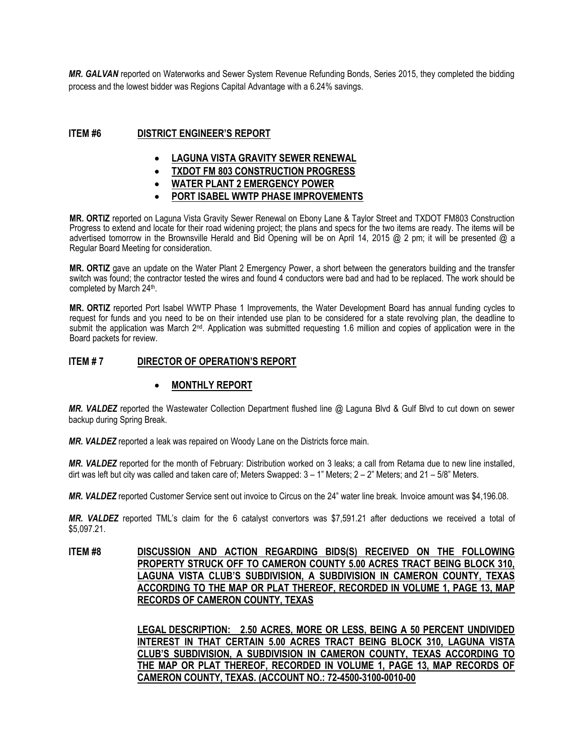***MR. GALVAN*** reported on Waterworks and Sewer System Revenue Refunding Bonds, Series 2015, they completed the bidding process and the lowest bidder was Regions Capital Advantage with a 6.24% savings.

## ITEM #6 DISTRICT ENGINEER'S REPORT

- **LAGUNA VISTA GRAVITY SEWER RENEWAL**
- **TXDOT FM 803 CONSTRUCTION PROGRESS**
- **WATER PLANT 2 EMERGENCY POWER**
- **PORT ISABEL WWTP PHASE IMPROVEMENTS**

**MR. ORTIZ** reported on Laguna Vista Gravity Sewer Renewal on Ebony Lane & Taylor Street and TXDOT FM803 Construction Progress to extend and locate for their road widening project; the plans and specs for the two items are ready. The items will be advertised tomorrow in the Brownsville Herald and Bid Opening will be on April 14, 2015 @ 2 pm; it will be presented @ a Regular Board Meeting for consideration.

**MR. ORTIZ** gave an update on the Water Plant 2 Emergency Power, a short between the generators building and the transfer switch was found; the contractor tested the wires and found 4 conductors were bad and had to be replaced. The work should be completed by March 24th.

**MR. ORTIZ** reported Port Isabel WWTP Phase 1 Improvements, the Water Development Board has annual funding cycles to request for funds and you need to be on their intended use plan to be considered for a state revolving plan, the deadline to submit the application was March 2nd. Application was submitted requesting 1.6 million and copies of application were in the Board packets for review.

## ITEM # 7 DIRECTOR OF OPERATION'S REPORT

- **MONTHLY REPORT**

***MR. VALDEZ*** reported the Wastewater Collection Department flushed line @ Laguna Blvd & Gulf Blvd to cut down on sewer backup during Spring Break.

***MR. VALDEZ*** reported a leak was repaired on Woody Lane on the Districts force main.

***MR. VALDEZ*** reported for the month of February: Distribution worked on 3 leaks; a call from Retama due to new line installed, dirt was left but city was called and taken care of; Meters Swapped: 3 – 1" Meters; 2 – 2" Meters; and 21 – 5/8" Meters.

***MR. VALDEZ*** reported Customer Service sent out invoice to Circus on the 24" water line break. Invoice amount was $4,196.08.

***MR. VALDEZ*** reported TML's claim for the 6 catalyst convertors was $7,591.21 after deductions we received a total of $5,097.21.

## ITEM #8 DISCUSSION AND ACTION REGARDING BIDS(S) RECEIVED ON THE FOLLOWING PROPERTY STRUCK OFF TO CAMERON COUNTY 5.00 ACRES TRACT BEING BLOCK 310, LAGUNA VISTA CLUB'S SUBDIVISION, A SUBDIVISION IN CAMERON COUNTY, TEXAS ACCORDING TO THE MAP OR PLAT THEREOF, RECORDED IN VOLUME 1, PAGE 13, MAP RECORDS OF CAMERON COUNTY, TEXAS

**LEGAL DESCRIPTION: 2.50 ACRES, MORE OR LESS, BEING A 50 PERCENT UNDIVIDED INTEREST IN THAT CERTAIN 5.00 ACRES TRACT BEING BLOCK 310, LAGUNA VISTA CLUB'S SUBDIVISION, A SUBDIVISION IN CAMERON COUNTY, TEXAS ACCORDING TO THE MAP OR PLAT THEREOF, RECORDED IN VOLUME 1, PAGE 13, MAP RECORDS OF CAMERON COUNTY, TEXAS. (ACCOUNT NO.: 72-4500-3100-0010-00**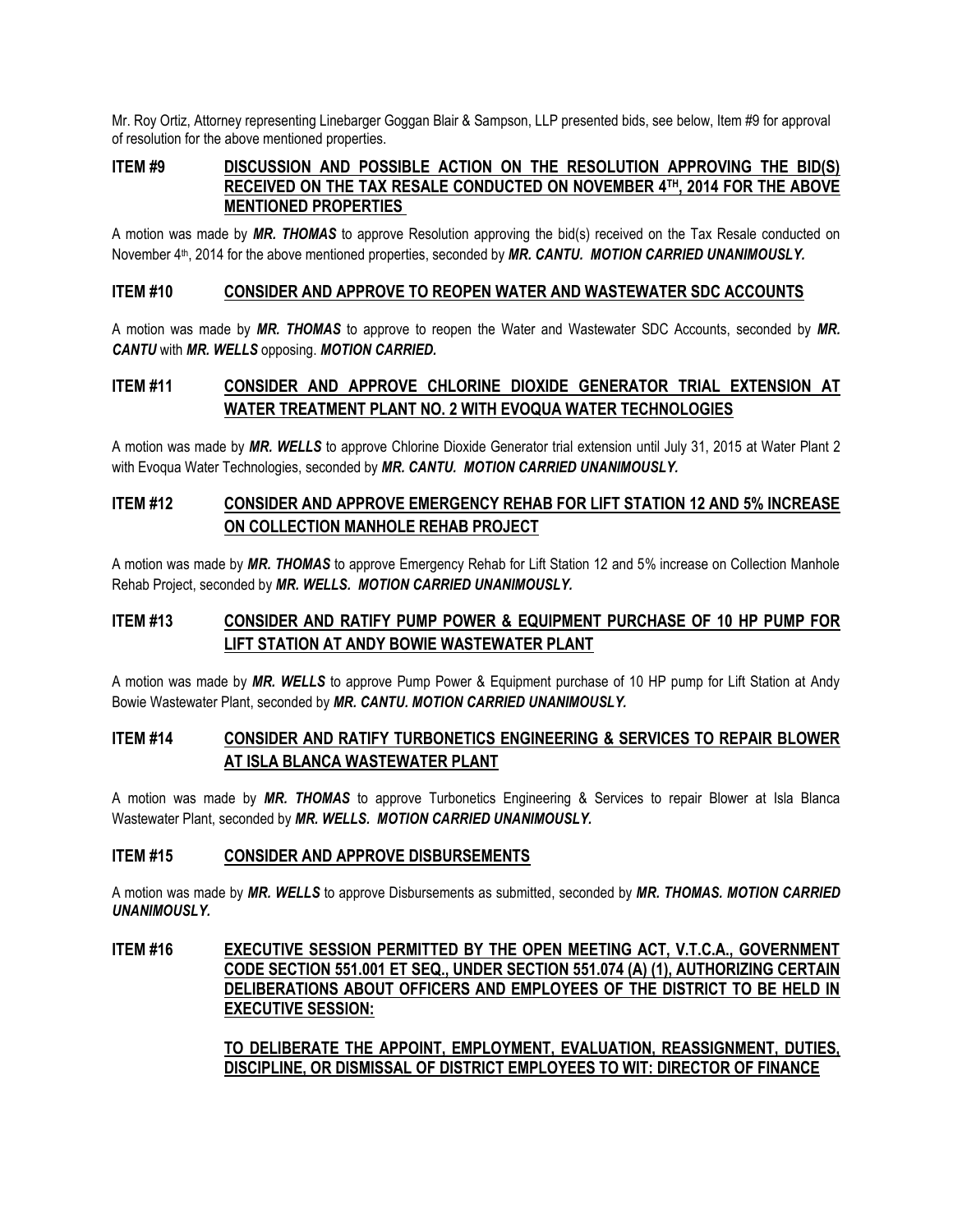Mr. Roy Ortiz, Attorney representing Linebarger Goggan Blair & Sampson, LLP presented bids, see below, Item #9 for approval of resolution for the above mentioned properties.

**ITEM #9 DISCUSSION AND POSSIBLE ACTION ON THE RESOLUTION APPROVING THE BID(S) RECEIVED ON THE TAX RESALE CONDUCTED ON NOVEMBER 4TH, 2014 FOR THE ABOVE MENTIONED PROPERTIES**

A motion was made by ***MR. THOMAS*** to approve Resolution approving the bid(s) received on the Tax Resale conducted on November 4th, 2014 for the above mentioned properties, seconded by ***MR. CANTU. MOTION CARRIED UNANIMOUSLY.***

**ITEM #10 CONSIDER AND APPROVE TO REOPEN WATER AND WASTEWATER SDC ACCOUNTS**

A motion was made by ***MR. THOMAS*** to approve to reopen the Water and Wastewater SDC Accounts, seconded by ***MR. CANTU*** with ***MR. WELLS*** opposing. ***MOTION CARRIED.***

**ITEM #11 CONSIDER AND APPROVE CHLORINE DIOXIDE GENERATOR TRIAL EXTENSION AT WATER TREATMENT PLANT NO. 2 WITH EVOQUA WATER TECHNOLOGIES**

A motion was made by ***MR. WELLS*** to approve Chlorine Dioxide Generator trial extension until July 31, 2015 at Water Plant 2 with Evoqua Water Technologies, seconded by ***MR. CANTU. MOTION CARRIED UNANIMOUSLY.***

**ITEM #12 CONSIDER AND APPROVE EMERGENCY REHAB FOR LIFT STATION 12 AND 5% INCREASE ON COLLECTION MANHOLE REHAB PROJECT**

A motion was made by ***MR. THOMAS*** to approve Emergency Rehab for Lift Station 12 and 5% increase on Collection Manhole Rehab Project, seconded by ***MR. WELLS. MOTION CARRIED UNANIMOUSLY.***

**ITEM #13 CONSIDER AND RATIFY PUMP POWER & EQUIPMENT PURCHASE OF 10 HP PUMP FOR LIFT STATION AT ANDY BOWIE WASTEWATER PLANT**

A motion was made by ***MR. WELLS*** to approve Pump Power & Equipment purchase of 10 HP pump for Lift Station at Andy Bowie Wastewater Plant, seconded by ***MR. CANTU. MOTION CARRIED UNANIMOUSLY.***

**ITEM #14 CONSIDER AND RATIFY TURBONETICS ENGINEERING & SERVICES TO REPAIR BLOWER AT ISLA BLANCA WASTEWATER PLANT**

A motion was made by ***MR. THOMAS*** to approve Turbonetics Engineering & Services to repair Blower at Isla Blanca Wastewater Plant, seconded by ***MR. WELLS. MOTION CARRIED UNANIMOUSLY.***

**ITEM #15 CONSIDER AND APPROVE DISBURSEMENTS**

A motion was made by ***MR. WELLS*** to approve Disbursements as submitted, seconded by ***MR. THOMAS. MOTION CARRIED UNANIMOUSLY.***

**ITEM #16 EXECUTIVE SESSION PERMITTED BY THE OPEN MEETING ACT, V.T.C.A., GOVERNMENT CODE SECTION 551.001 ET SEQ., UNDER SECTION 551.074 (A) (1), AUTHORIZING CERTAIN DELIBERATIONS ABOUT OFFICERS AND EMPLOYEES OF THE DISTRICT TO BE HELD IN EXECUTIVE SESSION:**

**TO DELIBERATE THE APPOINT, EMPLOYMENT, EVALUATION, REASSIGNMENT, DUTIES, DISCIPLINE, OR DISMISSAL OF DISTRICT EMPLOYEES TO WIT: DIRECTOR OF FINANCE**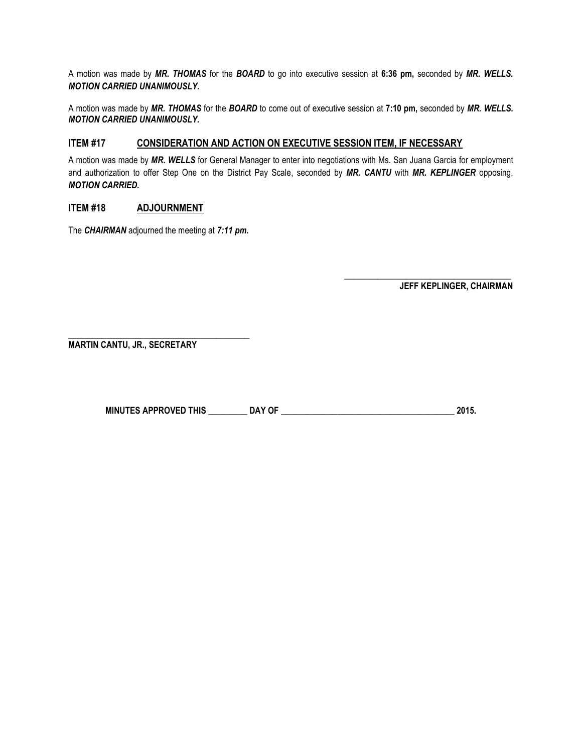A motion was made by ***MR. THOMAS*** for the ***BOARD*** to go into executive session at **6:36 pm,** seconded by ***MR. WELLS. MOTION CARRIED UNANIMOUSLY.***

A motion was made by ***MR. THOMAS*** for the ***BOARD*** to come out of executive session at **7:10 pm,** seconded by ***MR. WELLS. MOTION CARRIED UNANIMOUSLY.***

## ITEM #17 CONSIDERATION AND ACTION ON EXECUTIVE SESSION ITEM, IF NECESSARY

A motion was made by ***MR. WELLS*** for General Manager to enter into negotiations with Ms. San Juana Garcia for employment and authorization to offer Step One on the District Pay Scale, seconded by ***MR. CANTU*** with ***MR. KEPLINGER*** opposing. ***MOTION CARRIED.***

## ITEM #18 ADJOURNMENT

The ***CHAIRMAN*** adjourned the meeting at ***7:11 pm.***

\_\_\_\_\_\_\_\_\_\_\_\_\_\_\_\_\_\_\_\_\_\_\_\_\_\_\_\_\_\_\_\_\_\_\_\_\_\_\_\_
**JEFF KEPLINGER, CHAIRMAN**

\_\_\_\_\_\_\_\_\_\_\_\_\_\_\_\_\_\_\_\_\_\_\_\_\_\_\_\_\_\_\_\_\_\_\_\_\_\_\_\_
**MARTIN CANTU, JR., SECRETARY**

**MINUTES APPROVED THIS \_\_\_\_\_\_\_\_\_ DAY OF \_\_\_\_\_\_\_\_\_\_\_\_\_\_\_\_\_\_\_\_\_\_\_\_\_\_\_\_\_\_\_\_\_\_\_\_\_\_\_\_ 2015.**